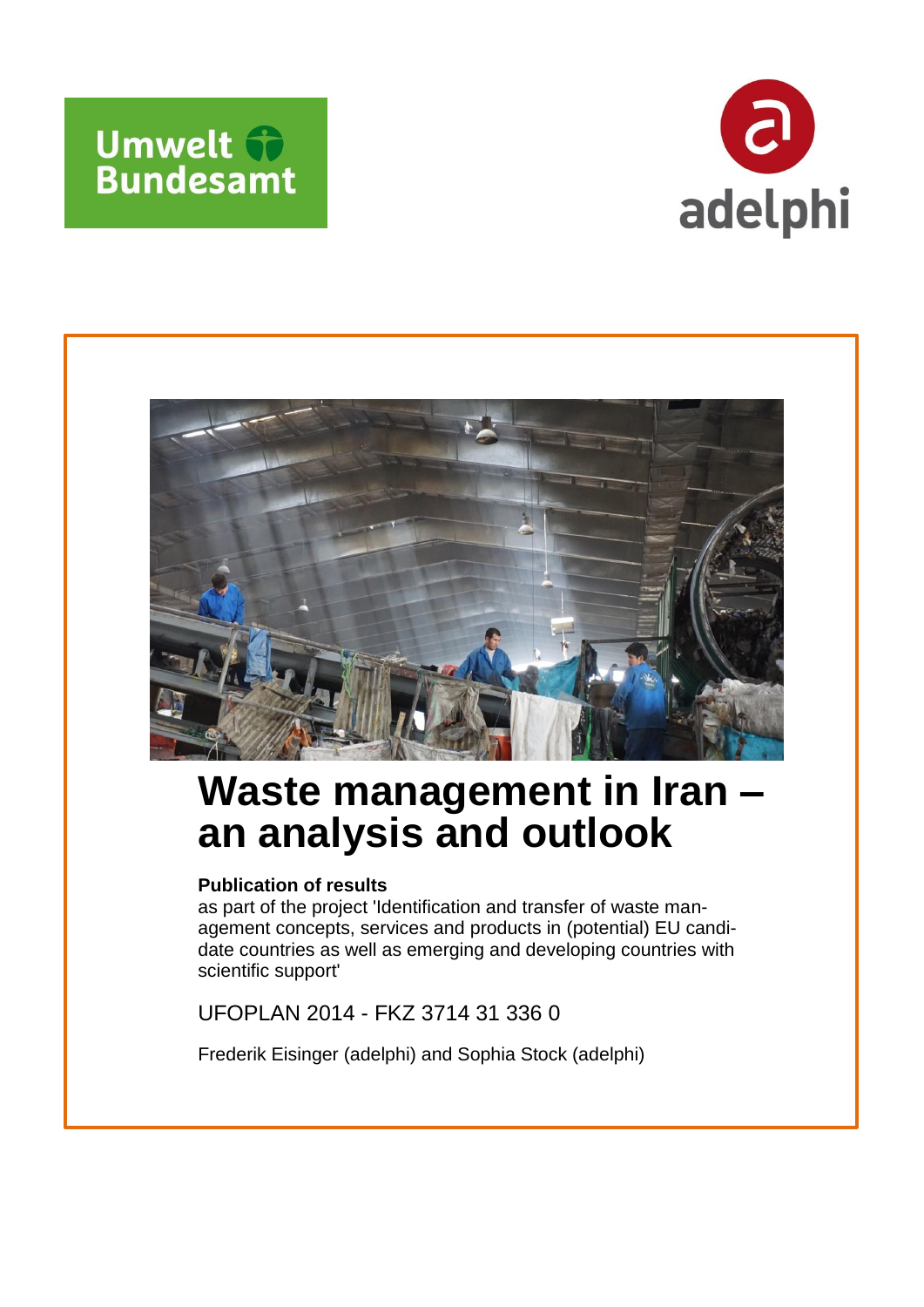Umwelt Bundesamt

adelphi

# Waste management in Iran – an analysis and outlook

**Publication of results**

as part of the project 'Identification and transfer of waste management concepts, services and products in (potential) EU candidate countries as well as emerging and developing countries with scientific support'

UFOPLAN 2014 - FKZ 3714 31 336 0

Frederik Eisinger (adelphi) and Sophia Stock (adelphi)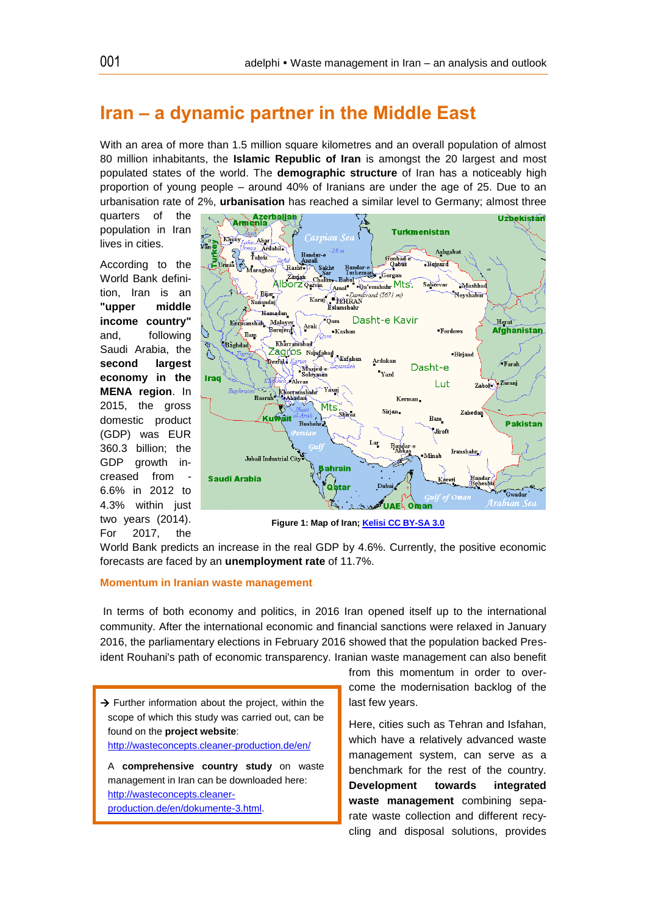# Iran – a dynamic partner in the Middle East

With an area of more than 1.5 million square kilometres and an overall population of almost 80 million inhabitants, the **Islamic Republic of Iran** is amongst the 20 largest and most populated states of the world. The **demographic structure** of Iran has a noticeably high proportion of young people – around 40% of Iranians are under the age of 25. Due to an urbanisation rate of 2%, **urbanisation** has reached a similar level to Germany; almost three quarters of the population in Iran lives in cities.

According to the World Bank definition, Iran is an **"upper middle income country"** and, following Saudi Arabia, the **second largest economy in the MENA region**. In 2015, the gross domestic product (GDP) was EUR 360.3 billion; the GDP growth increased from -6.6% in 2012 to 4.3% within just two years (2014). For 2017, the World Bank predicts an increase in the real GDP by 4.6%. Currently, the positive economic forecasts are faced by an **unemployment rate** of 11.7%.

**Figure 1: Map of Iran; Kelisi CC BY-SA 3.0**

### Momentum in Iranian waste management

In terms of both economy and politics, in 2016 Iran opened itself up to the international community. After the international economic and financial sanctions were relaxed in January 2016, the parliamentary elections in February 2016 showed that the population backed President Rouhani's path of economic transparency. Iranian waste management can also benefit from this momentum in order to overcome the modernisation backlog of the last few years.

Here, cities such as Tehran and Isfahan, which have a relatively advanced waste management system, can serve as a benchmark for the rest of the country. **Development towards integrated waste management** combining separate waste collection and different recycling and disposal solutions, provides

> → Further information about the project, within the scope of which this study was carried out, can be found on the **project website**: http://wasteconcepts.cleaner-production.de/en/
>
> A **comprehensive country study** on waste management in Iran can be downloaded here: http://wasteconcepts.cleaner-production.de/en/dokumente-3.html.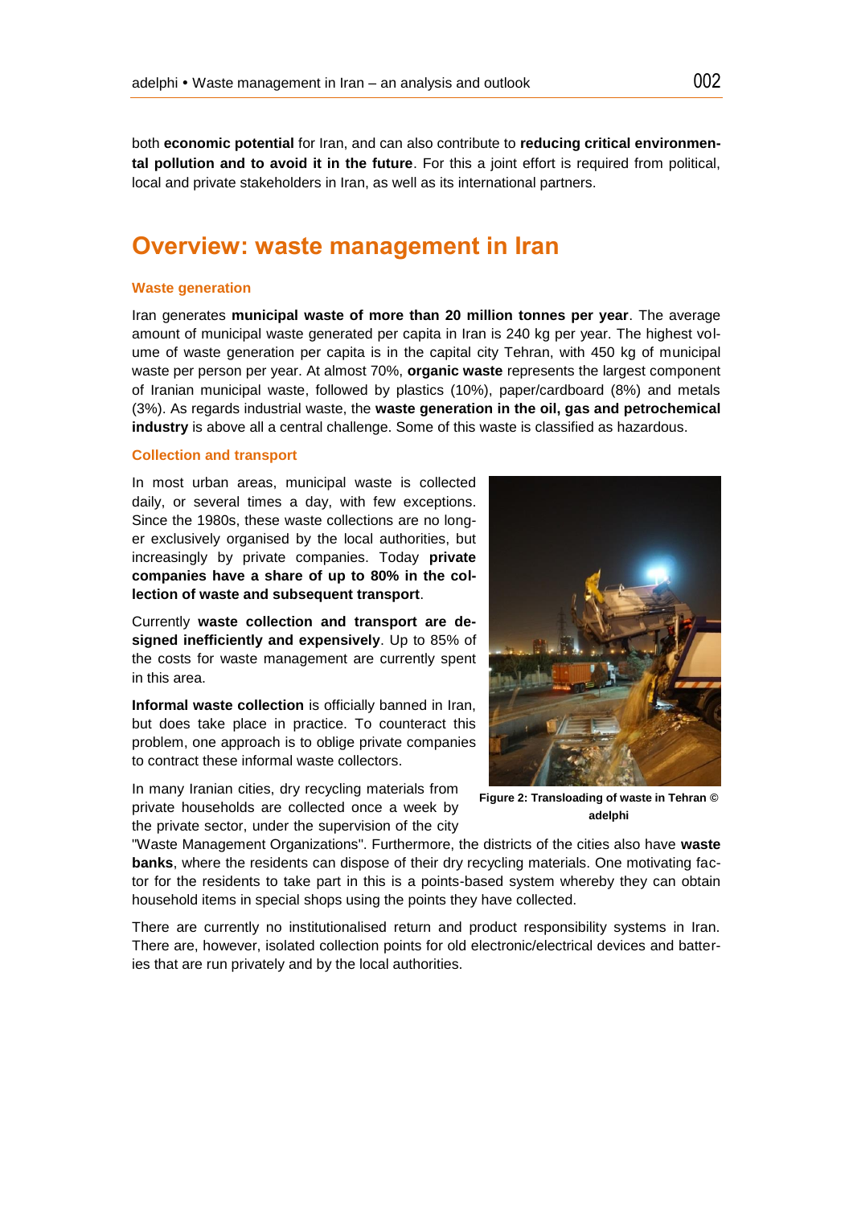both **economic potential** for Iran, and can also contribute to **reducing critical environmental pollution and to avoid it in the future**. For this a joint effort is required from political, local and private stakeholders in Iran, as well as its international partners.

# Overview: waste management in Iran

### Waste generation

Iran generates **municipal waste of more than 20 million tonnes per year**. The average amount of municipal waste generated per capita in Iran is 240 kg per year. The highest volume of waste generation per capita is in the capital city Tehran, with 450 kg of municipal waste per person per year. At almost 70%, **organic waste** represents the largest component of Iranian municipal waste, followed by plastics (10%), paper/cardboard (8%) and metals (3%). As regards industrial waste, the **waste generation in the oil, gas and petrochemical industry** is above all a central challenge. Some of this waste is classified as hazardous.

### Collection and transport

In most urban areas, municipal waste is collected daily, or several times a day, with few exceptions. Since the 1980s, these waste collections are no longer exclusively organised by the local authorities, but increasingly by private companies. Today **private companies have a share of up to 80% in the collection of waste and subsequent transport**.

Currently **waste collection and transport are designed inefficiently and expensively**. Up to 85% of the costs for waste management are currently spent in this area.

**Informal waste collection** is officially banned in Iran, but does take place in practice. To counteract this problem, one approach is to oblige private companies to contract these informal waste collectors.

**Figure 2: Translocating of waste in Tehran © adelphi**

In many Iranian cities, dry recycling materials from private households are collected once a week by the private sector, under the supervision of the city "Waste Management Organizations". Furthermore, the districts of the cities also have **waste banks**, where the residents can dispose of their dry recycling materials. One motivating factor for the residents to take part in this is a points-based system whereby they can obtain household items in special shops using the points they have collected.

There are currently no institutionalised return and product responsibility systems in Iran. There are, however, isolated collection points for old electronic/electrical devices and batteries that are run privately and by the local authorities.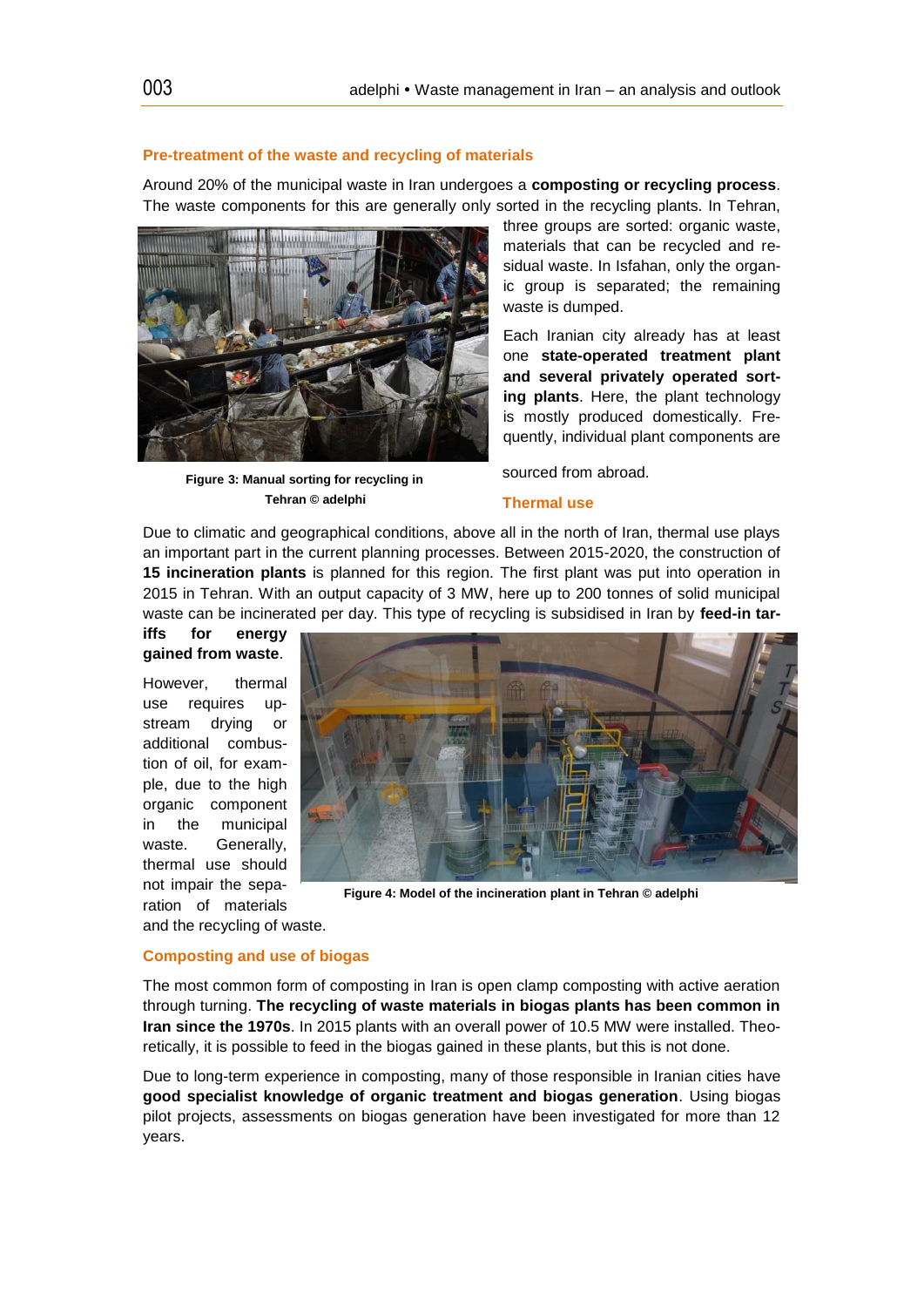### Pre-treatment of the waste and recycling of materials

Around 20% of the municipal waste in Iran undergoes a **composting or recycling process**. The waste components for this are generally only sorted in the recycling plants. In Tehran, three groups are sorted: organic waste, materials that can be recycled and residual waste. In Isfahan, only the organic group is separated; the remaining waste is dumped.

Figure 3: Manual sorting for recycling in Tehran © adelphi

Each Iranian city already has at least one **state-operated treatment plant and several privately operated sorting plants**. Here, the plant technology is mostly produced domestically. Frequently, individual plant components are sourced from abroad.

### Thermal use

Due to climatic and geographical conditions, above all in the north of Iran, thermal use plays an important part in the current planning processes. Between 2015-2020, the construction of **15 incineration plants** is planned for this region. The first plant was put into operation in 2015 in Tehran. With an output capacity of 3 MW, here up to 200 tonnes of solid municipal waste can be incinerated per day. This type of recycling is subsidised in Iran by **feed-in tariffs for energy gained from waste**.

However, thermal use requires upstream drying or additional combustion of oil, for example, due to the high organic component in the municipal waste. Generally, thermal use should not impair the separation of materials and the recycling of waste.

Figure 4: Model of the incineration plant in Tehran © adelphi

### Composting and use of biogas

The most common form of composting in Iran is open clamp composting with active aeration through turning. **The recycling of waste materials in biogas plants has been common in Iran since the 1970s**. In 2015 plants with an overall power of 10.5 MW were installed. Theoretically, it is possible to feed in the biogas gained in these plants, but this is not done.

Due to long-term experience in composting, many of those responsible in Iranian cities have **good specialist knowledge of organic treatment and biogas generation**. Using biogas pilot projects, assessments on biogas generation have been investigated for more than 12 years.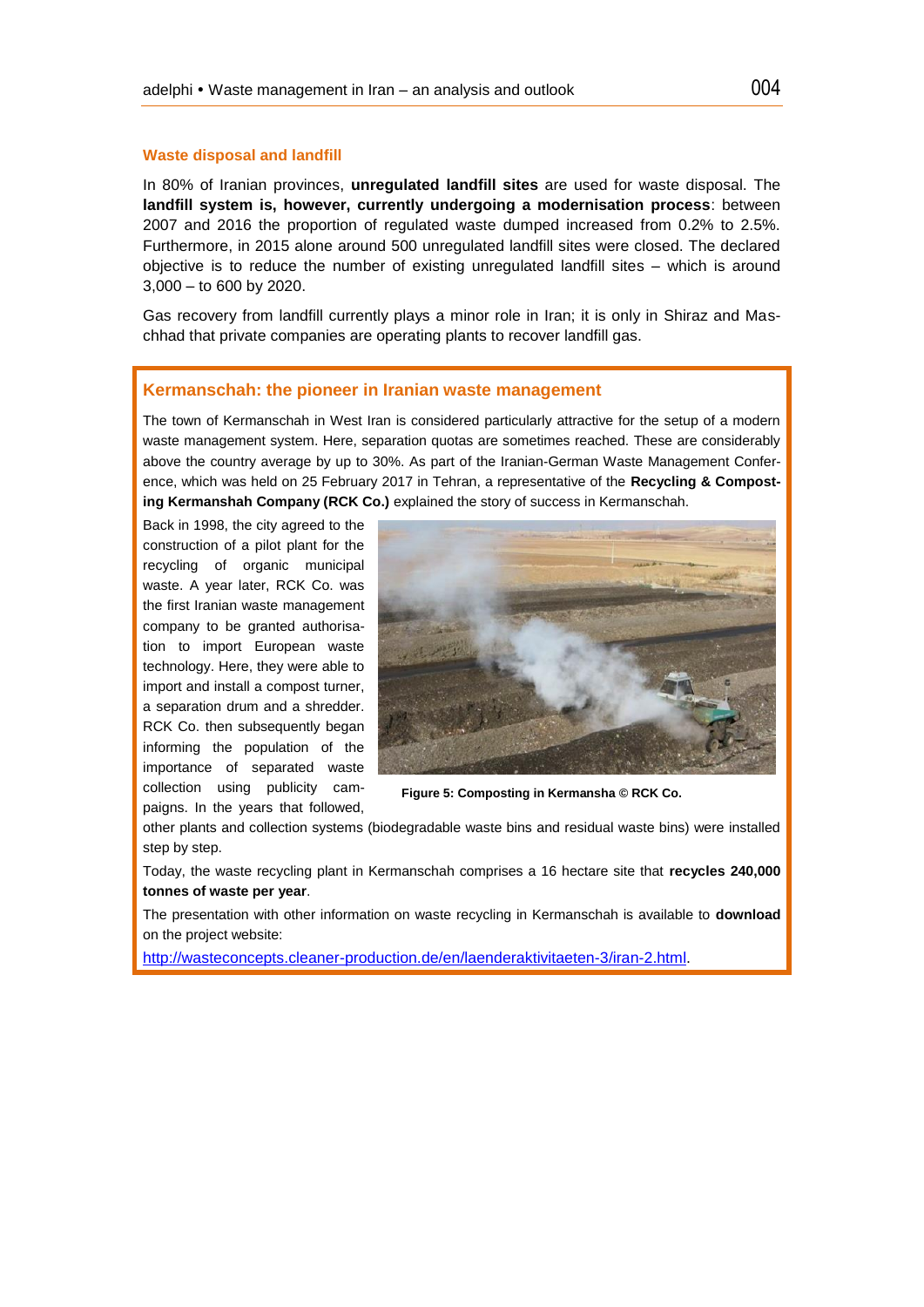### Waste disposal and landfill

In 80% of Iranian provinces, **unregulated landfill sites** are used for waste disposal. The **landfill system is, however, currently undergoing a modernisation process**: between 2007 and 2016 the proportion of regulated waste dumped increased from 0.2% to 2.5%. Furthermore, in 2015 alone around 500 unregulated landfill sites were closed. The declared objective is to reduce the number of existing unregulated landfill sites – which is around 3,000 – to 600 by 2020.

Gas recovery from landfill currently plays a minor role in Iran; it is only in Shiraz and Maschhad that private companies are operating plants to recover landfill gas.

### Kermanschah: the pioneer in Iranian waste management

The town of Kermanschah in West Iran is considered particularly attractive for the setup of a modern waste management system. Here, separation quotas are sometimes reached. These are considerably above the country average by up to 30%. As part of the Iranian-German Waste Management Conference, which was held on 25 February 2017 in Tehran, a representative of the **Recycling & Composting Kermanshah Company (RCK Co.)** explained the story of success in Kermanschah.

Back in 1998, the city agreed to the construction of a pilot plant for the recycling of organic municipal waste. A year later, RCK Co. was the first Iranian waste management company to be granted authorisation to import European waste technology. Here, they were able to import and install a compost turner, a separation drum and a shredder. RCK Co. then subsequently began informing the population of the importance of separated waste collection using publicity campaigns. In the years that followed, other plants and collection systems (biodegradable waste bins and residual waste bins) were installed step by step.

**Figure 5: Composting in Kermansha © RCK Co.**

Today, the waste recycling plant in Kermanschah comprises a 16 hectare site that **recycles 240,000 tonnes of waste per year**.

The presentation with other information on waste recycling in Kermanschah is available to **download** on the project website:

http://wasteconcepts.cleaner-production.de/en/laenderaktivitaeten-3/iran-2.html.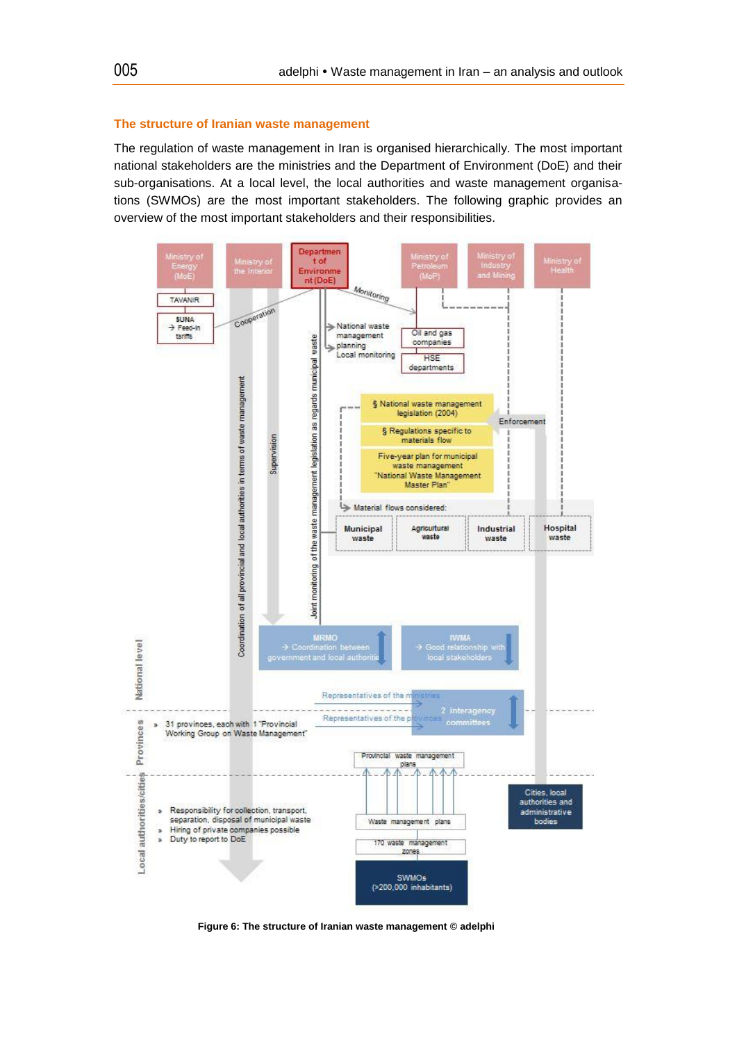## The structure of Iranian waste management

The regulation of waste management in Iran is organised hierarchically. The most important national stakeholders are the ministries and the Department of Environment (DoE) and their sub-organisations. At a local level, the local authorities and waste management organisations (SWMOs) are the most important stakeholders. The following graphic provides an overview of the most important stakeholders and their responsibilities.

Ministry of Energy (MoE) | Ministry of the Interior | Department of Environment (DoE) | Ministry of Petroleum (MoP) | Ministry of Industry and Mining | Ministry of Health

TAVANIR

SUNA → Feed-in tariffs

Cooperation

Monitoring

National waste management planning

Local monitoring

Oil and gas companies

HSE departments

§ National waste management legislation (2004)

§ Regulations specific to materials flow

Five-year plan for municipal waste management "National Waste Management Master Plan"

Enforcement

Material flows considered:

Municipal waste | Agricultural waste | Industrial waste | Hospital waste

Coordination of all provincial and local authorities in terms of waste management

Supervision

Joint monitoring of the waste management legislation as regards municipal waste

MRMO → Coordination between government and local authorities

IWMA → Good relationship with local stakeholders

Representatives of the ministries

Representatives of the provinces

2 interagency committees

National level

Provinces

- 31 provinces, each with 1 "Provincial Working Group on Waste Management"

Provincial waste management plans

Local authorities/cities

- Responsibility for collection, transport, separation, disposal of municipal waste
- Hiring of private companies possible
- Duty to report to DoE

Waste management plans

170 waste management zones

SWMOs (>200,000 inhabitants)

Cities, local authorities and administrative bodies

**Figure 6: The structure of Iranian waste management © adelphi**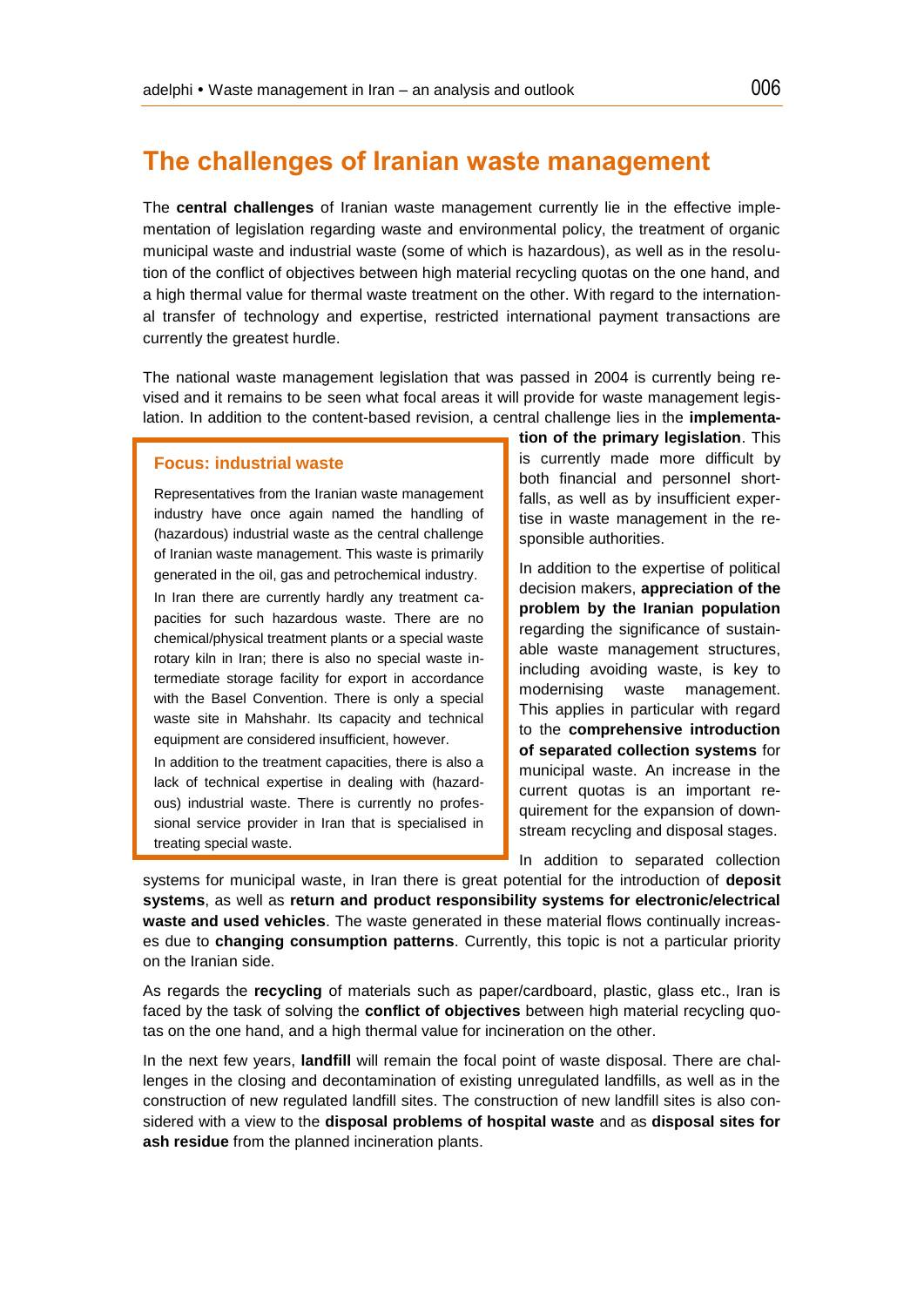# The challenges of Iranian waste management

The **central challenges** of Iranian waste management currently lie in the effective implementation of legislation regarding waste and environmental policy, the treatment of organic municipal waste and industrial waste (some of which is hazardous), as well as in the resolution of the conflict of objectives between high material recycling quotas on the one hand, and a high thermal value for thermal waste treatment on the other. With regard to the international transfer of technology and expertise, restricted international payment transactions are currently the greatest hurdle.

The national waste management legislation that was passed in 2004 is currently being revised and it remains to be seen what focal areas it will provide for waste management legislation. In addition to the content-based revision, a central challenge lies in the **implementation of the primary legislation**. This is currently made more difficult by both financial and personnel shortfalls, as well as by insufficient expertise in waste management in the responsible authorities.

In addition to the expertise of political decision makers, **appreciation of the problem by the Iranian population** regarding the significance of sustainable waste management structures, including avoiding waste, is key to modernising waste management. This applies in particular with regard to the **comprehensive introduction of separated collection systems** for municipal waste. An increase in the current quotas is an important requirement for the expansion of downstream recycling and disposal stages.

In addition to separated collection systems for municipal waste, in Iran there is great potential for the introduction of **deposit systems**, as well as **return and product responsibility systems for electronic/electrical waste and used vehicles**. The waste generated in these material flows continually increases due to **changing consumption patterns**. Currently, this topic is not a particular priority on the Iranian side.

As regards the **recycling** of materials such as paper/cardboard, plastic, glass etc., Iran is faced by the task of solving the **conflict of objectives** between high material recycling quotas on the one hand, and a high thermal value for incineration on the other.

In the next few years, **landfill** will remain the focal point of waste disposal. There are challenges in the closing and decontamination of existing unregulated landfills, as well as in the construction of new regulated landfill sites. The construction of new landfill sites is also considered with a view to the **disposal problems of hospital waste** and as **disposal sites for ash residue** from the planned incineration plants.

> **Focus: industrial waste**
>
> Representatives from the Iranian waste management industry have once again named the handling of (hazardous) industrial waste as the central challenge of Iranian waste management. This waste is primarily generated in the oil, gas and petrochemical industry.
>
> In Iran there are currently hardly any treatment capacities for such hazardous waste. There are no chemical/physical treatment plants or a special waste rotary kiln in Iran; there is also no special waste intermediate storage facility for export in accordance with the Basel Convention. There is only a special waste site in Mahshahr. Its capacity and technical equipment are considered insufficient, however.
>
> In addition to the treatment capacities, there is also a lack of technical expertise in dealing with (hazardous) industrial waste. There is currently no professional service provider in Iran that is specialised in treating special waste.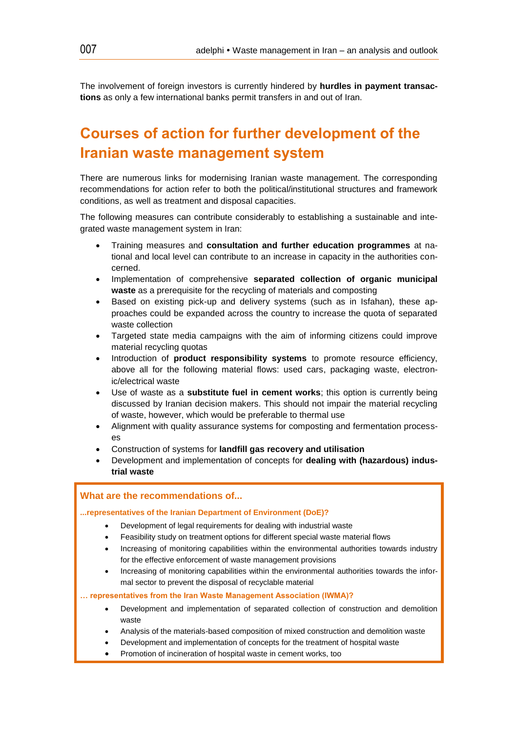The involvement of foreign investors is currently hindered by **hurdles in payment transactions** as only a few international banks permit transfers in and out of Iran.

# Courses of action for further development of the Iranian waste management system

There are numerous links for modernising Iranian waste management. The corresponding recommendations for action refer to both the political/institutional structures and framework conditions, as well as treatment and disposal capacities.

The following measures can contribute considerably to establishing a sustainable and integrated waste management system in Iran:

- Training measures and **consultation and further education programmes** at national and local level can contribute to an increase in capacity in the authorities concerned.
- Implementation of comprehensive **separated collection of organic municipal waste** as a prerequisite for the recycling of materials and composting
- Based on existing pick-up and delivery systems (such as in Isfahan), these approaches could be expanded across the country to increase the quota of separated waste collection
- Targeted state media campaigns with the aim of informing citizens could improve material recycling quotas
- Introduction of **product responsibility systems** to promote resource efficiency, above all for the following material flows: used cars, packaging waste, electronic/electrical waste
- Use of waste as a **substitute fuel in cement works**; this option is currently being discussed by Iranian decision makers. This should not impair the material recycling of waste, however, which would be preferable to thermal use
- Alignment with quality assurance systems for composting and fermentation processes
- Construction of systems for **landfill gas recovery and utilisation**
- Development and implementation of concepts for **dealing with (hazardous) industrial waste**

### What are the recommendations of...

**...representatives of the Iranian Department of Environment (DoE)?**

- Development of legal requirements for dealing with industrial waste
- Feasibility study on treatment options for different special waste material flows
- Increasing of monitoring capabilities within the environmental authorities towards industry for the effective enforcement of waste management provisions
- Increasing of monitoring capabilities within the environmental authorities towards the informal sector to prevent the disposal of recyclable material

**… representatives from the Iran Waste Management Association (IWMA)?**

- Development and implementation of separated collection of construction and demolition waste
- Analysis of the materials-based composition of mixed construction and demolition waste
- Development and implementation of concepts for the treatment of hospital waste
- Promotion of incineration of hospital waste in cement works, too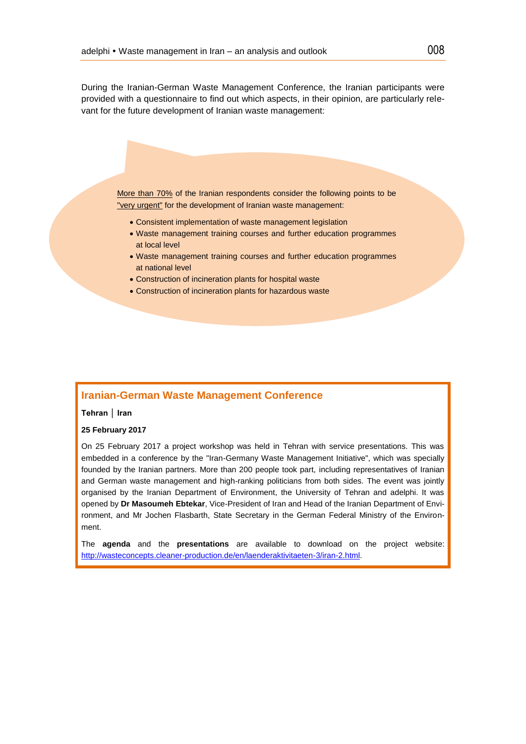During the Iranian-German Waste Management Conference, the Iranian participants were provided with a questionnaire to find out which aspects, in their opinion, are particularly relevant for the future development of Iranian waste management:

More than 70% of the Iranian respondents consider the following points to be "very urgent" for the development of Iranian waste management:

- Consistent implementation of waste management legislation
- Waste management training courses and further education programmes at local level
- Waste management training courses and further education programmes at national level
- Construction of incineration plants for hospital waste
- Construction of incineration plants for hazardous waste

## Iranian-German Waste Management Conference

**Tehran │ Iran**

**25 February 2017**

On 25 February 2017 a project workshop was held in Tehran with service presentations. This was embedded in a conference by the "Iran-Germany Waste Management Initiative", which was specially founded by the Iranian partners. More than 200 people took part, including representatives of Iranian and German waste management and high-ranking politicians from both sides. The event was jointly organised by the Iranian Department of Environment, the University of Tehran and adelphi. It was opened by **Dr Masoumeh Ebtekar**, Vice-President of Iran and Head of the Iranian Department of Environment, and Mr Jochen Flasbarth, State Secretary in the German Federal Ministry of the Environment.

The **agenda** and the **presentations** are available to download on the project website: http://wasteconcepts.cleaner-production.de/en/laenderaktivitaeten-3/iran-2.html.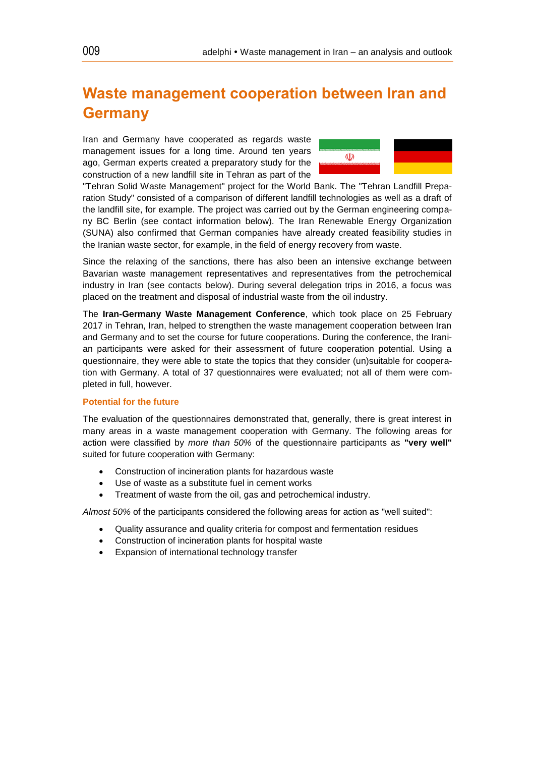# Waste management cooperation between Iran and Germany

Iran and Germany have cooperated as regards waste management issues for a long time. Around ten years ago, German experts created a preparatory study for the construction of a new landfill site in Tehran as part of the "Tehran Solid Waste Management" project for the World Bank. The "Tehran Landfill Preparation Study" consisted of a comparison of different landfill technologies as well as a draft of the landfill site, for example. The project was carried out by the German engineering company BC Berlin (see contact information below). The Iran Renewable Energy Organization (SUNA) also confirmed that German companies have already created feasibility studies in the Iranian waste sector, for example, in the field of energy recovery from waste.

Since the relaxing of the sanctions, there has also been an intensive exchange between Bavarian waste management representatives and representatives from the petrochemical industry in Iran (see contacts below). During several delegation trips in 2016, a focus was placed on the treatment and disposal of industrial waste from the oil industry.

The **Iran-Germany Waste Management Conference**, which took place on 25 February 2017 in Tehran, Iran, helped to strengthen the waste management cooperation between Iran and Germany and to set the course for future cooperations. During the conference, the Iranian participants were asked for their assessment of future cooperation potential. Using a questionnaire, they were able to state the topics that they consider (un)suitable for cooperation with Germany. A total of 37 questionnaires were evaluated; not all of them were completed in full, however.

### Potential for the future

The evaluation of the questionnaires demonstrated that, generally, there is great interest in many areas in a waste management cooperation with Germany. The following areas for action were classified by *more than 50%* of the questionnaire participants as **"very well"** suited for future cooperation with Germany:

- Construction of incineration plants for hazardous waste
- Use of waste as a substitute fuel in cement works
- Treatment of waste from the oil, gas and petrochemical industry.

*Almost 50%* of the participants considered the following areas for action as "well suited":

- Quality assurance and quality criteria for compost and fermentation residues
- Construction of incineration plants for hospital waste
- Expansion of international technology transfer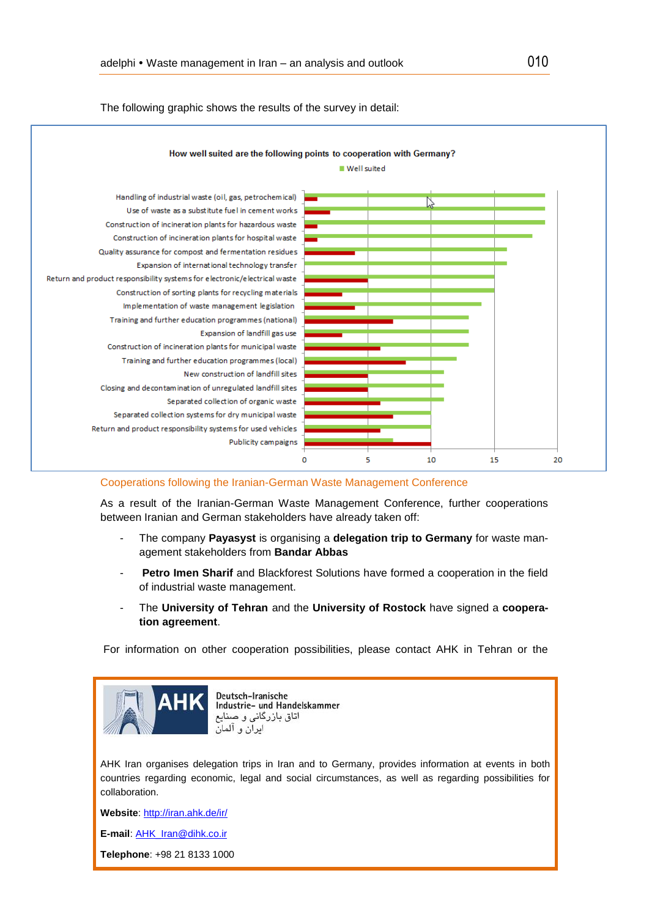The following graphic shows the results of the survey in detail:

**How well suited are the following points to cooperation with Germany?**

■ Well suited

| Point | Well suited (green) | Red bar |
|---|---|---|
| Handling of industrial waste (oil, gas, petrochemical) | 19 | 1 |
| Use of waste as a substitute fuel in cement works | 19 | 2 |
| Construction of incineration plants for hazardous waste | 19 | 1 |
| Construction of incineration plants for hospital waste | 18 | 1 |
| Quality assurance for compost and fermentation residues | 16 | 4 |
| Expansion of international technology transfer | 16 | 0 |
| Return and product responsibility systems for electronic/electrical waste | 15 | 5 |
| Construction of sorting plants for recycling materials | 15 | 3 |
| Implementation of waste management legislation | 14 | 4 |
| Training and further education programmes (national) | 13 | 7 |
| Expansion of landfill gas use | 13 | 3 |
| Construction of incineration plants for municipal waste | 13 | 6 |
| Training and further education programmes (local) | 12 | 8 |
| New construction of landfill sites | 11 | 5 |
| Closing and decontamination of unregulated landfill sites | 11 | 5 |
| Separated collection of organic waste | 11 | 6 |
| Separated collection systems for dry municipal waste | 10 | 7 |
| Return and product responsibility systems for used vehicles | 10 | 6 |
| Publicity campaigns | 7 | 10 |

(Axis: 0 – 5 – 10 – 15 – 20; values read approximately from the chart)

## Cooperations following the Iranian-German Waste Management Conference

As a result of the Iranian-German Waste Management Conference, further cooperations between Iranian and German stakeholders have already taken off:

- The company **Payasyst** is organising a **delegation trip to Germany** for waste management stakeholders from **Bandar Abbas**
- **Petro Imen Sharif** and Blackforest Solutions have formed a cooperation in the field of industrial waste management.
- The **University of Tehran** and the **University of Rostock** have signed a **cooperation agreement**.

For information on other cooperation possibilities, please contact AHK in Tehran or the

**AHK** Deutsch-Iranische Industrie- und Handelskammer
اتاق بازرگانی و صنایع ایران و آلمان

AHK Iran organises delegation trips in Iran and to Germany, provides information at events in both countries regarding economic, legal and social circumstances, as well as regarding possibilities for collaboration.

**Website**: http://iran.ahk.de/ir/

**E-mail**: AHK_Iran@dihk.co.ir

**Telephone**: +98 21 8133 1000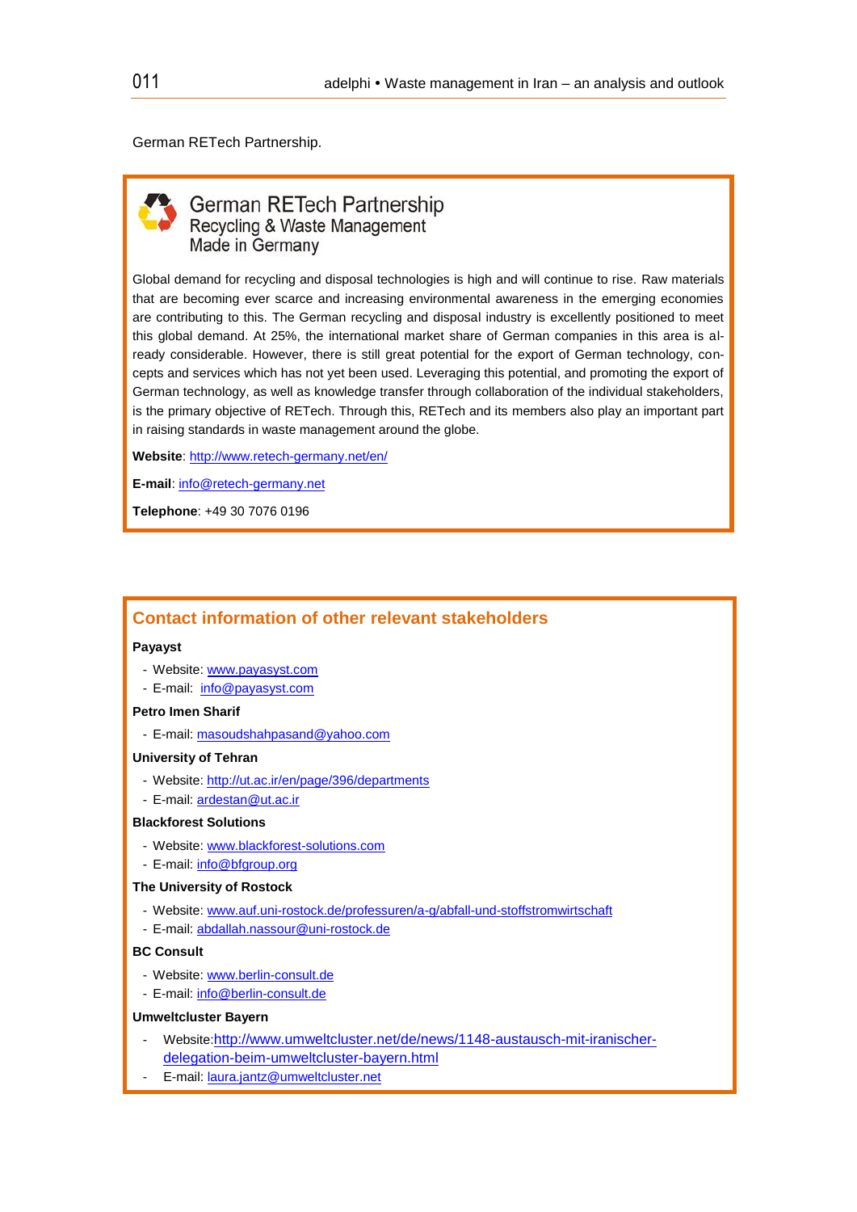German RETech Partnership.

## German RETech Partnership
Recycling & Waste Management
Made in Germany

Global demand for recycling and disposal technologies is high and will continue to rise. Raw materials that are becoming ever scarce and increasing environmental awareness in the emerging economies are contributing to this. The German recycling and disposal industry is excellently positioned to meet this global demand. At 25%, the international market share of German companies in this area is already considerable. However, there is still great potential for the export of German technology, concepts and services which has not yet been used. Leveraging this potential, and promoting the export of German technology, as well as knowledge transfer through collaboration of the individual stakeholders, is the primary objective of RETech. Through this, RETech and its members also play an important part in raising standards in waste management around the globe.

**Website**: http://www.retech-germany.net/en/

**E-mail**: info@retech-germany.net

**Telephone**: +49 30 7076 0196

## Contact information of other relevant stakeholders

**Payayst**

- Website: www.payasyst.com
- E-mail: info@payasyst.com

**Petro Imen Sharif**

- E-mail: masoudshahpasand@yahoo.com

**University of Tehran**

- Website: http://ut.ac.ir/en/page/396/departments
- E-mail: ardestan@ut.ac.ir

**Blackforest Solutions**

- Website: www.blackforest-solutions.com
- E-mail: info@bfgroup.org

**The University of Rostock**

- Website: www.auf.uni-rostock.de/professuren/a-g/abfall-und-stoffstromwirtschaft
- E-mail: abdallah.nassour@uni-rostock.de

**BC Consult**

- Website: www.berlin-consult.de
- E-mail: info@berlin-consult.de

**Umweltcluster Bayern**

- Website: http://www.umweltcluster.net/de/news/1148-austausch-mit-iranischer-delegation-beim-umweltcluster-bayern.html
- E-mail: laura.jantz@umweltcluster.net